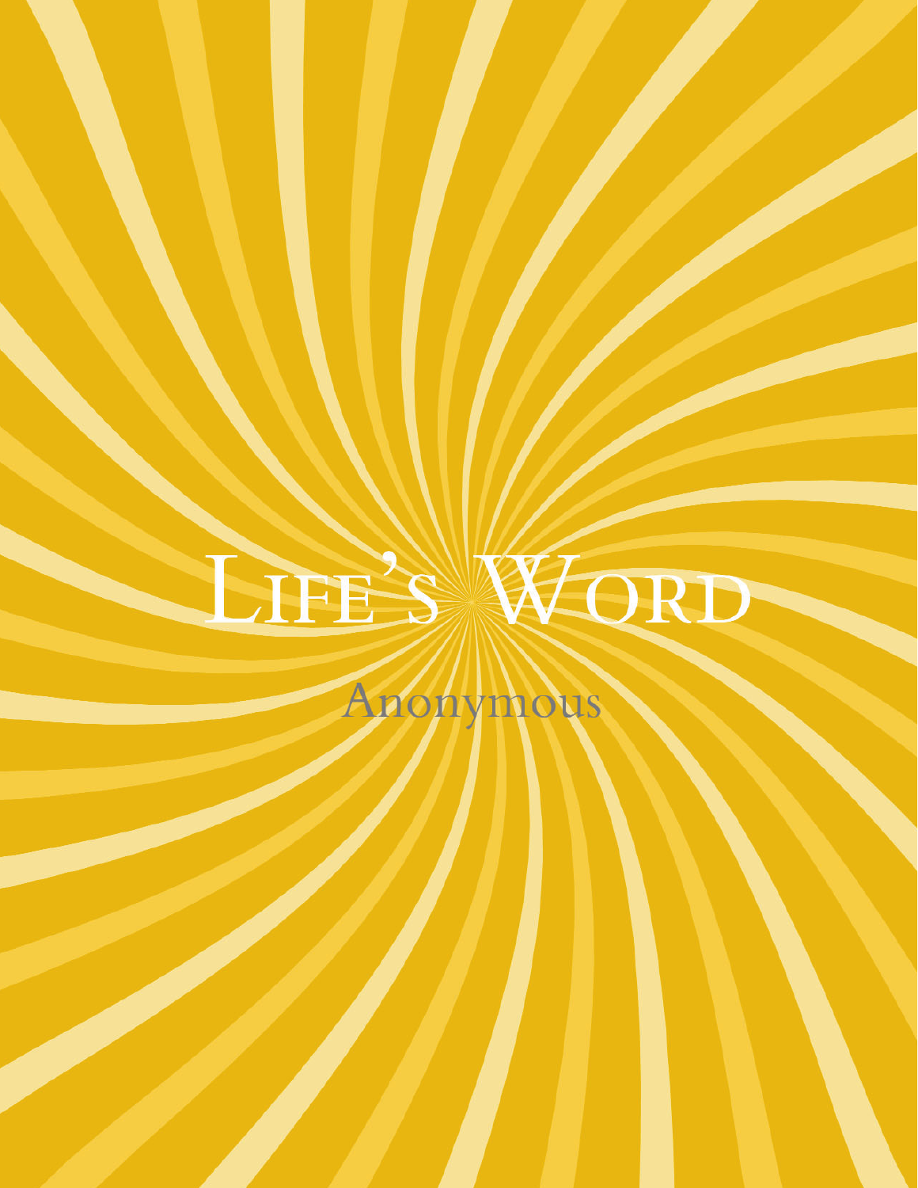# Life's Word

Anonymous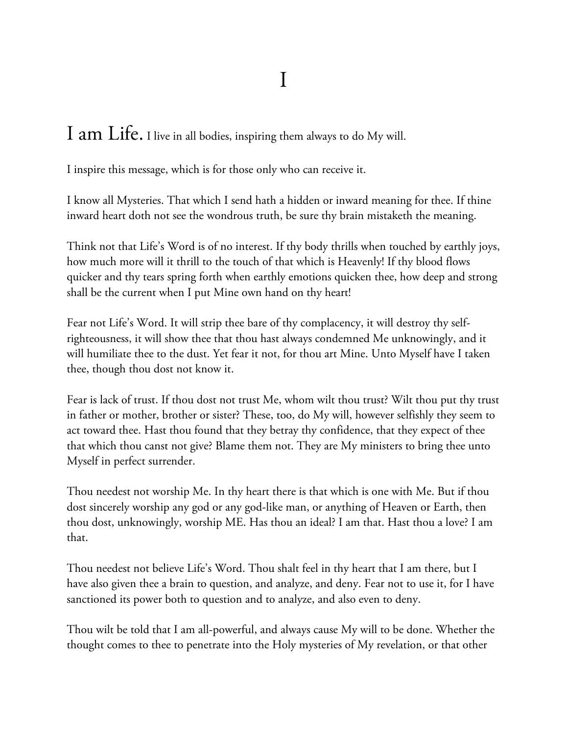# I

I am Life. I live in all bodies, inspiring them always to do My will.

I inspire this message, which is for those only who can receive it.

I know all Mysteries. That which I send hath a hidden or inward meaning for thee. If thine inward heart doth not see the wondrous truth, be sure thy brain mistaketh the meaning.

Think not that Life's Word is of no interest. If thy body thrills when touched by earthly joys, how much more will it thrill to the touch of that which is Heavenly! If thy blood flows quicker and thy tears spring forth when earthly emotions quicken thee, how deep and strong shall be the current when I put Mine own hand on thy heart!

Fear not Life's Word. It will strip thee bare of thy complacency, it will destroy thy self-righteousness, it will show thee that thou hast always condemned Me unknowingly, and it will humiliate thee to the dust. Yet fear it not, for thou art Mine. Unto Myself have I taken thee, though thou dost not know it.

Fear is lack of trust. If thou dost not trust Me, whom wilt thou trust? Wilt thou put thy trust in father or mother, brother or sister? These, too, do My will, however selfishly they seem to act toward thee. Hast thou found that they betray thy confidence, that they expect of thee that which thou canst not give? Blame them not. They are My ministers to bring thee unto Myself in perfect surrender.

Thou needest not worship Me. In thy heart there is that which is one with Me. But if thou dost sincerely worship any god or any god-like man, or anything of Heaven or Earth, then thou dost, unknowingly, worship ME. Has thou an ideal? I am that. Hast thou a love? I am that.

Thou needest not believe Life's Word. Thou shalt feel in thy heart that I am there, but I have also given thee a brain to question, and analyze, and deny. Fear not to use it, for I have sanctioned its power both to question and to analyze, and also even to deny.

Thou wilt be told that I am all-powerful, and always cause My will to be done. Whether the thought comes to thee to penetrate into the Holy mysteries of My revelation, or that other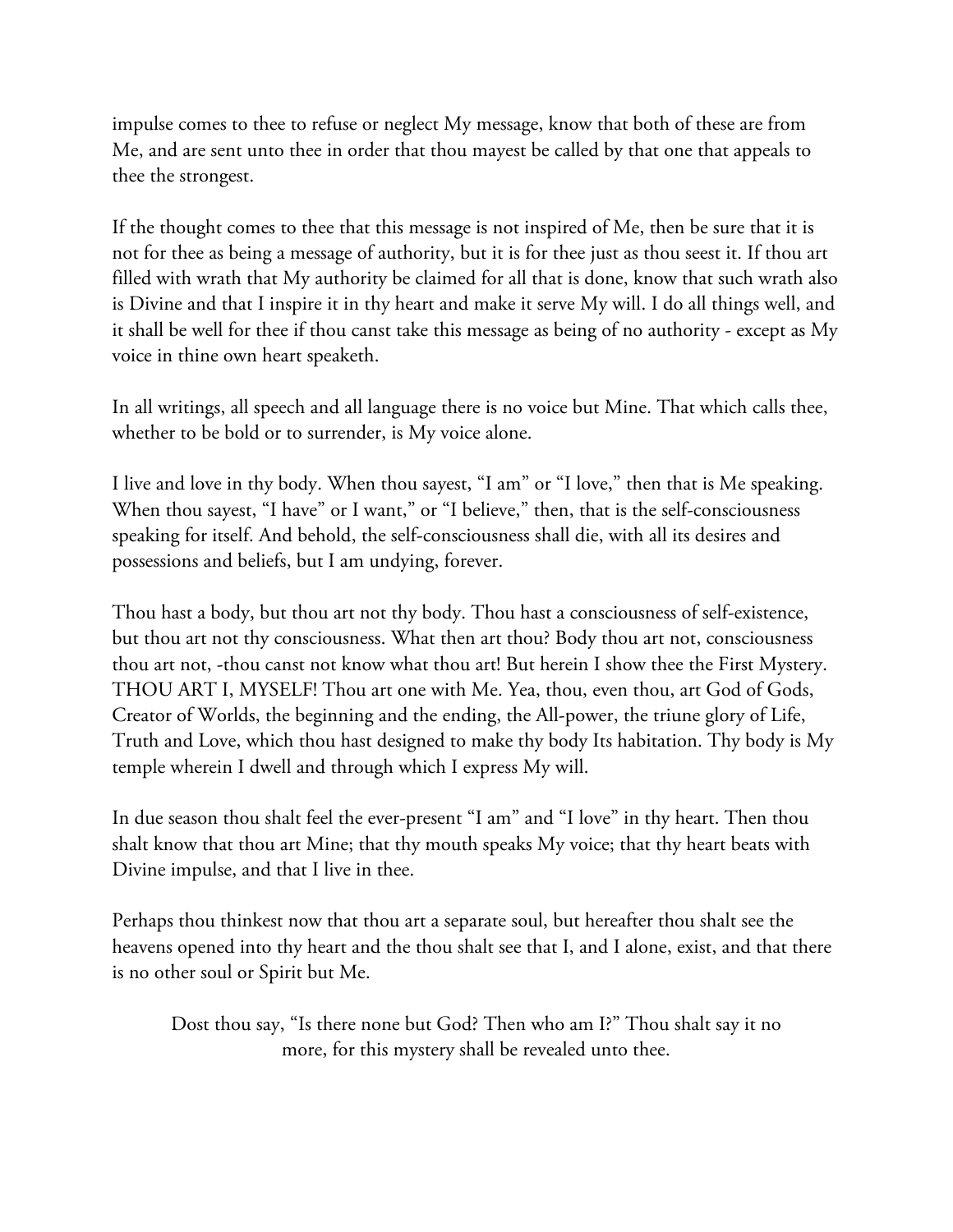impulse comes to thee to refuse or neglect My message, know that both of these are from Me, and are sent unto thee in order that thou mayest be called by that one that appeals to thee the strongest.

If the thought comes to thee that this message is not inspired of Me, then be sure that it is not for thee as being a message of authority, but it is for thee just as thou seest it. If thou art filled with wrath that My authority be claimed for all that is done, know that such wrath also is Divine and that I inspire it in thy heart and make it serve My will. I do all things well, and it shall be well for thee if thou canst take this message as being of no authority - except as My voice in thine own heart speaketh.

In all writings, all speech and all language there is no voice but Mine. That which calls thee, whether to be bold or to surrender, is My voice alone.

I live and love in thy body. When thou sayest, "I am" or "I love," then that is Me speaking. When thou sayest, "I have" or I want," or "I believe," then, that is the self-consciousness speaking for itself. And behold, the self-consciousness shall die, with all its desires and possessions and beliefs, but I am undying, forever.

Thou hast a body, but thou art not thy body. Thou hast a consciousness of self-existence, but thou art not thy consciousness. What then art thou? Body thou art not, consciousness thou art not, -thou canst not know what thou art! But herein I show thee the First Mystery. THOU ART I, MYSELF! Thou art one with Me. Yea, thou, even thou, art God of Gods, Creator of Worlds, the beginning and the ending, the All-power, the triune glory of Life, Truth and Love, which thou hast designed to make thy body Its habitation. Thy body is My temple wherein I dwell and through which I express My will.

In due season thou shalt feel the ever-present "I am" and "I love" in thy heart. Then thou shalt know that thou art Mine; that thy mouth speaks My voice; that thy heart beats with Divine impulse, and that I live in thee.

Perhaps thou thinkest now that thou art a separate soul, but hereafter thou shalt see the heavens opened into thy heart and the thou shalt see that I, and I alone, exist, and that there is no other soul or Spirit but Me.

> Dost thou say, "Is there none but God? Then who am I?" Thou shalt say it no more, for this mystery shall be revealed unto thee.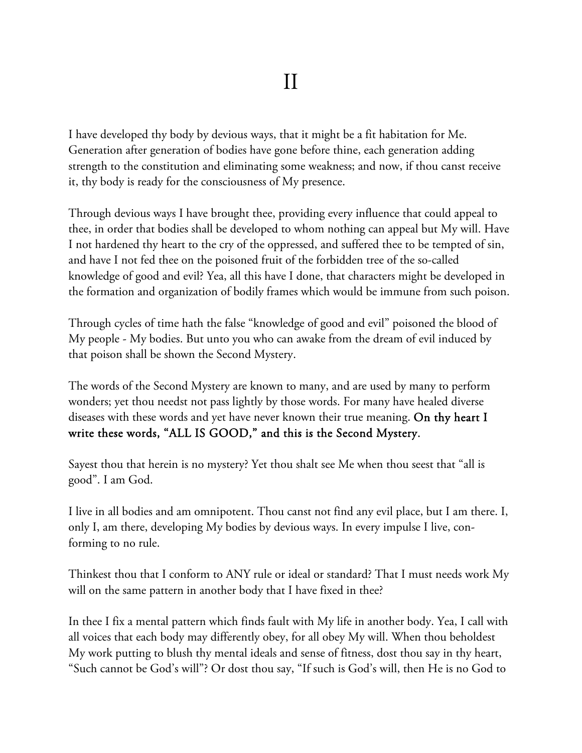# II

I have developed thy body by devious ways, that it might be a fit habitation for Me. Generation after generation of bodies have gone before thine, each generation adding strength to the constitution and eliminating some weakness; and now, if thou canst receive it, thy body is ready for the consciousness of My presence.

Through devious ways I have brought thee, providing every influence that could appeal to thee, in order that bodies shall be developed to whom nothing can appeal but My will. Have I not hardened thy heart to the cry of the oppressed, and suffered thee to be tempted of sin, and have I not fed thee on the poisoned fruit of the forbidden tree of the so-called knowledge of good and evil? Yea, all this have I done, that characters might be developed in the formation and organization of bodily frames which would be immune from such poison.

Through cycles of time hath the false "knowledge of good and evil" poisoned the blood of My people - My bodies. But unto you who can awake from the dream of evil induced by that poison shall be shown the Second Mystery.

The words of the Second Mystery are known to many, and are used by many to perform wonders; yet thou needst not pass lightly by those words. For many have healed diverse diseases with these words and yet have never known their true meaning. **On thy heart I write these words, "ALL IS GOOD," and this is the Second Mystery**.

Sayest thou that herein is no mystery? Yet thou shalt see Me when thou seest that "all is good". I am God.

I live in all bodies and am omnipotent. Thou canst not find any evil place, but I am there. I, only I, am there, developing My bodies by devious ways. In every impulse I live, conforming to no rule.

Thinkest thou that I conform to ANY rule or ideal or standard? That I must needs work My will on the same pattern in another body that I have fixed in thee?

In thee I fix a mental pattern which finds fault with My life in another body. Yea, I call with all voices that each body may differently obey, for all obey My will. When thou beholdest My work putting to blush thy mental ideals and sense of fitness, dost thou say in thy heart, "Such cannot be God's will"? Or dost thou say, "If such is God's will, then He is no God to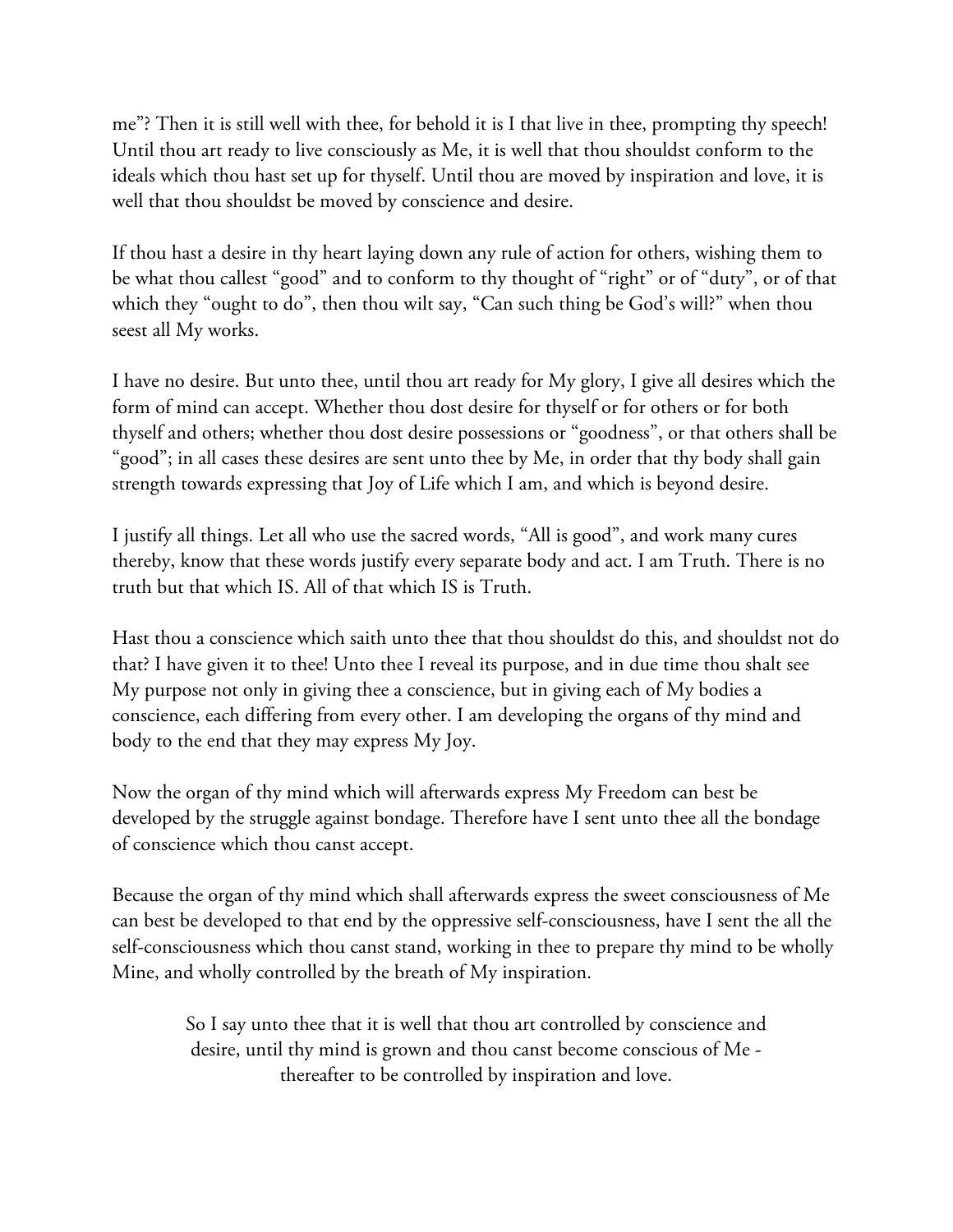me"? Then it is still well with thee, for behold it is I that live in thee, prompting thy speech! Until thou art ready to live consciously as Me, it is well that thou shouldst conform to the ideals which thou hast set up for thyself. Until thou are moved by inspiration and love, it is well that thou shouldst be moved by conscience and desire.

If thou hast a desire in thy heart laying down any rule of action for others, wishing them to be what thou callest "good" and to conform to thy thought of "right" or of "duty", or of that which they "ought to do", then thou wilt say, "Can such thing be God's will?" when thou seest all My works.

I have no desire. But unto thee, until thou art ready for My glory, I give all desires which the form of mind can accept. Whether thou dost desire for thyself or for others or for both thyself and others; whether thou dost desire possessions or "goodness", or that others shall be "good"; in all cases these desires are sent unto thee by Me, in order that thy body shall gain strength towards expressing that Joy of Life which I am, and which is beyond desire.

I justify all things. Let all who use the sacred words, "All is good", and work many cures thereby, know that these words justify every separate body and act. I am Truth. There is no truth but that which IS. All of that which IS is Truth.

Hast thou a conscience which saith unto thee that thou shouldst do this, and shouldst not do that? I have given it to thee! Unto thee I reveal its purpose, and in due time thou shalt see My purpose not only in giving thee a conscience, but in giving each of My bodies a conscience, each differing from every other. I am developing the organs of thy mind and body to the end that they may express My Joy.

Now the organ of thy mind which will afterwards express My Freedom can best be developed by the struggle against bondage. Therefore have I sent unto thee all the bondage of conscience which thou canst accept.

Because the organ of thy mind which shall afterwards express the sweet consciousness of Me can best be developed to that end by the oppressive self-consciousness, have I sent the all the self-consciousness which thou canst stand, working in thee to prepare thy mind to be wholly Mine, and wholly controlled by the breath of My inspiration.

So I say unto thee that it is well that thou art controlled by conscience and desire, until thy mind is grown and thou canst become conscious of Me - thereafter to be controlled by inspiration and love.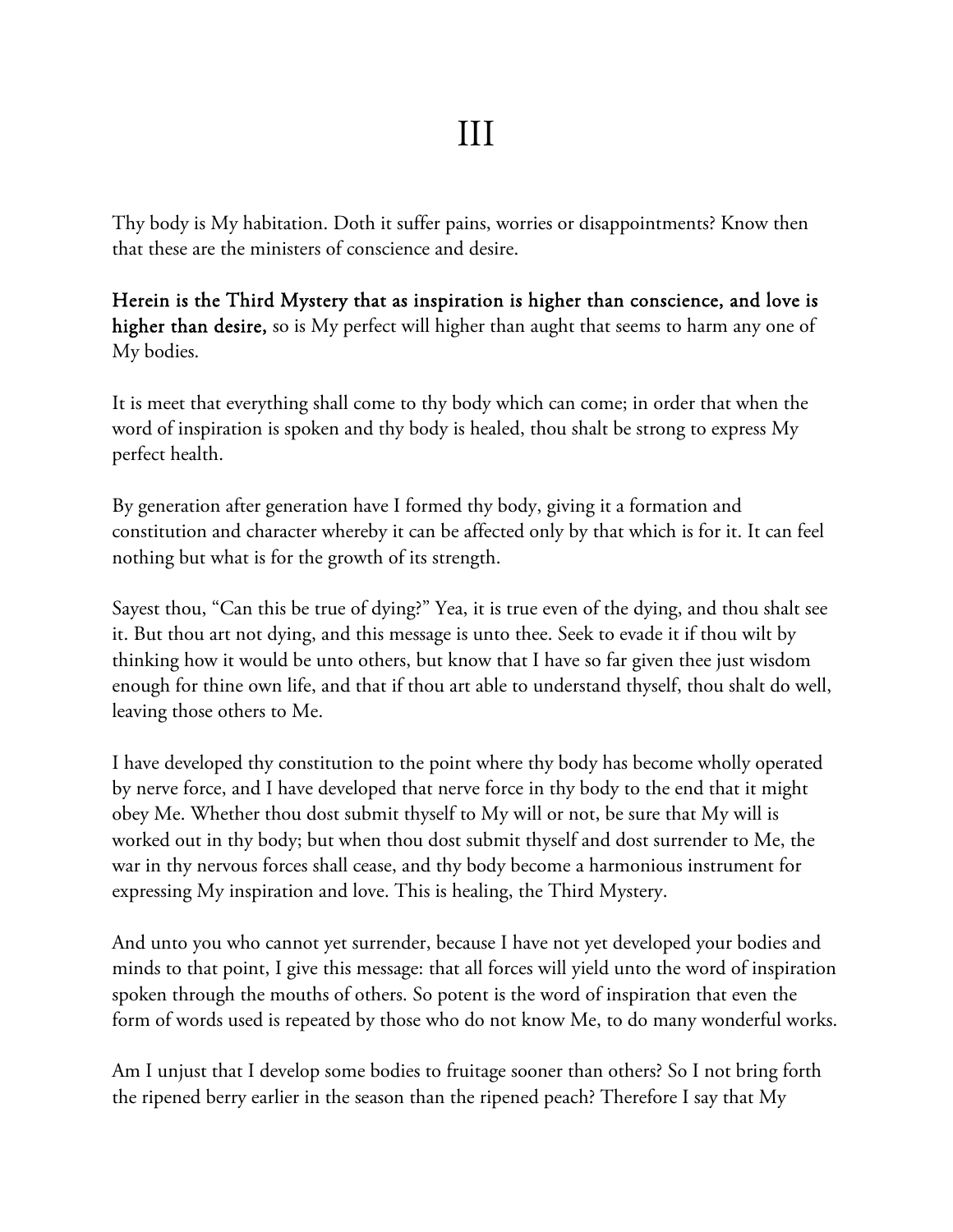# III

Thy body is My habitation. Doth it suffer pains, worries or disappointments? Know then that these are the ministers of conscience and desire.

**Herein is the Third Mystery that as inspiration is higher than conscience, and love is higher than desire,** so is My perfect will higher than aught that seems to harm any one of My bodies.

It is meet that everything shall come to thy body which can come; in order that when the word of inspiration is spoken and thy body is healed, thou shalt be strong to express My perfect health.

By generation after generation have I formed thy body, giving it a formation and constitution and character whereby it can be affected only by that which is for it. It can feel nothing but what is for the growth of its strength.

Sayest thou, "Can this be true of dying?" Yea, it is true even of the dying, and thou shalt see it. But thou art not dying, and this message is unto thee. Seek to evade it if thou wilt by thinking how it would be unto others, but know that I have so far given thee just wisdom enough for thine own life, and that if thou art able to understand thyself, thou shalt do well, leaving those others to Me.

I have developed thy constitution to the point where thy body has become wholly operated by nerve force, and I have developed that nerve force in thy body to the end that it might obey Me. Whether thou dost submit thyself to My will or not, be sure that My will is worked out in thy body; but when thou dost submit thyself and dost surrender to Me, the war in thy nervous forces shall cease, and thy body become a harmonious instrument for expressing My inspiration and love. This is healing, the Third Mystery.

And unto you who cannot yet surrender, because I have not yet developed your bodies and minds to that point, I give this message: that all forces will yield unto the word of inspiration spoken through the mouths of others. So potent is the word of inspiration that even the form of words used is repeated by those who do not know Me, to do many wonderful works.

Am I unjust that I develop some bodies to fruitage sooner than others? So I not bring forth the ripened berry earlier in the season than the ripened peach? Therefore I say that My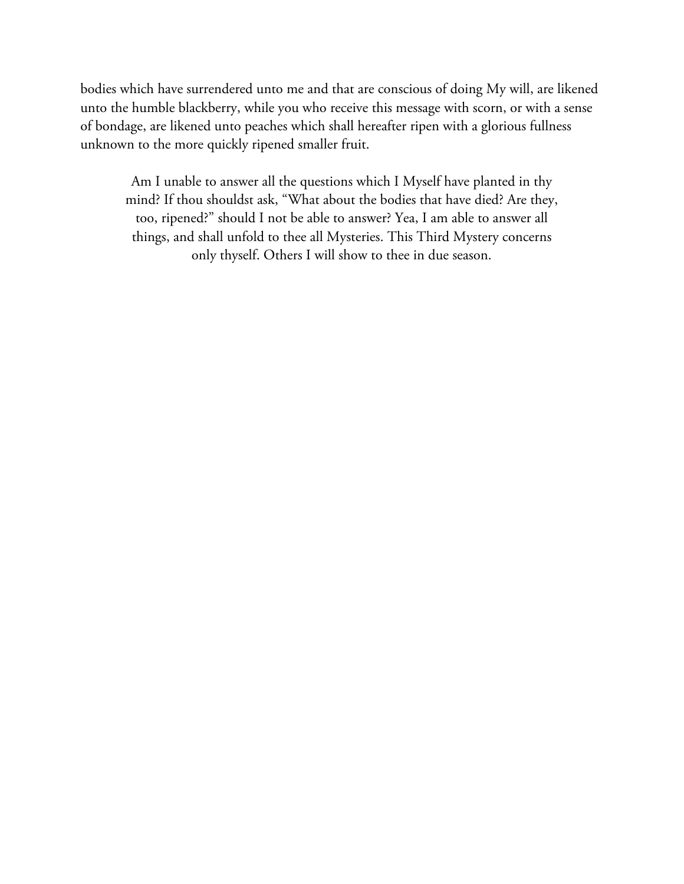bodies which have surrendered unto me and that are conscious of doing My will, are likened unto the humble blackberry, while you who receive this message with scorn, or with a sense of bondage, are likened unto peaches which shall hereafter ripen with a glorious fullness unknown to the more quickly ripened smaller fruit.

> Am I unable to answer all the questions which I Myself have planted in thy mind? If thou shouldst ask, "What about the bodies that have died? Are they, too, ripened?" should I not be able to answer? Yea, I am able to answer all things, and shall unfold to thee all Mysteries. This Third Mystery concerns only thyself. Others I will show to thee in due season.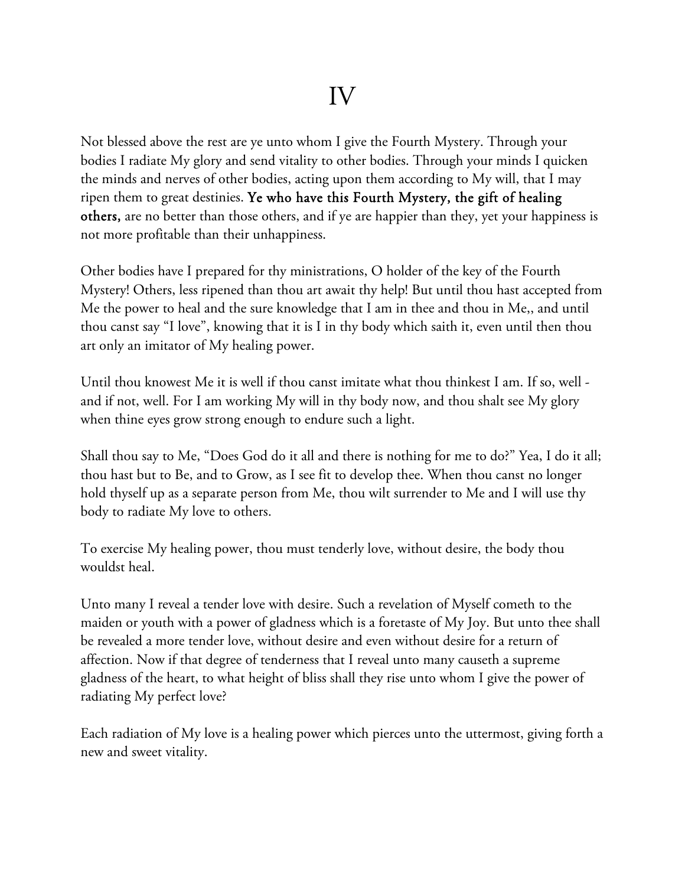# IV

Not blessed above the rest are ye unto whom I give the Fourth Mystery. Through your bodies I radiate My glory and send vitality to other bodies. Through your minds I quicken the minds and nerves of other bodies, acting upon them according to My will, that I may ripen them to great destinies. **Ye who have this Fourth Mystery, the gift of healing others,** are no better than those others, and if ye are happier than they, yet your happiness is not more profitable than their unhappiness.

Other bodies have I prepared for thy ministrations, O holder of the key of the Fourth Mystery! Others, less ripened than thou art await thy help! But until thou hast accepted from Me the power to heal and the sure knowledge that I am in thee and thou in Me,, and until thou canst say "I love", knowing that it is I in thy body which saith it, even until then thou art only an imitator of My healing power.

Until thou knowest Me it is well if thou canst imitate what thou thinkest I am. If so, well - and if not, well. For I am working My will in thy body now, and thou shalt see My glory when thine eyes grow strong enough to endure such a light.

Shall thou say to Me, "Does God do it all and there is nothing for me to do?" Yea, I do it all; thou hast but to Be, and to Grow, as I see fit to develop thee. When thou canst no longer hold thyself up as a separate person from Me, thou wilt surrender to Me and I will use thy body to radiate My love to others.

To exercise My healing power, thou must tenderly love, without desire, the body thou wouldst heal.

Unto many I reveal a tender love with desire. Such a revelation of Myself cometh to the maiden or youth with a power of gladness which is a foretaste of My Joy. But unto thee shall be revealed a more tender love, without desire and even without desire for a return of affection. Now if that degree of tenderness that I reveal unto many causeth a supreme gladness of the heart, to what height of bliss shall they rise unto whom I give the power of radiating My perfect love?

Each radiation of My love is a healing power which pierces unto the uttermost, giving forth a new and sweet vitality.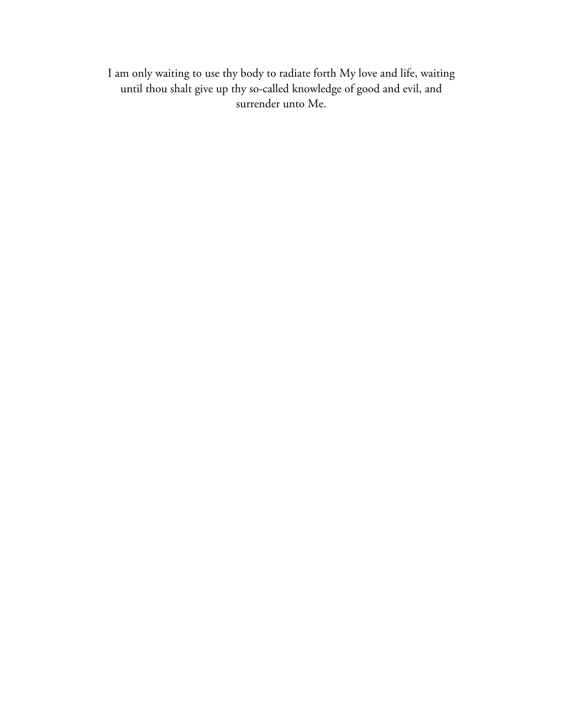I am only waiting to use thy body to radiate forth My love and life, waiting until thou shalt give up thy so-called knowledge of good and evil, and surrender unto Me.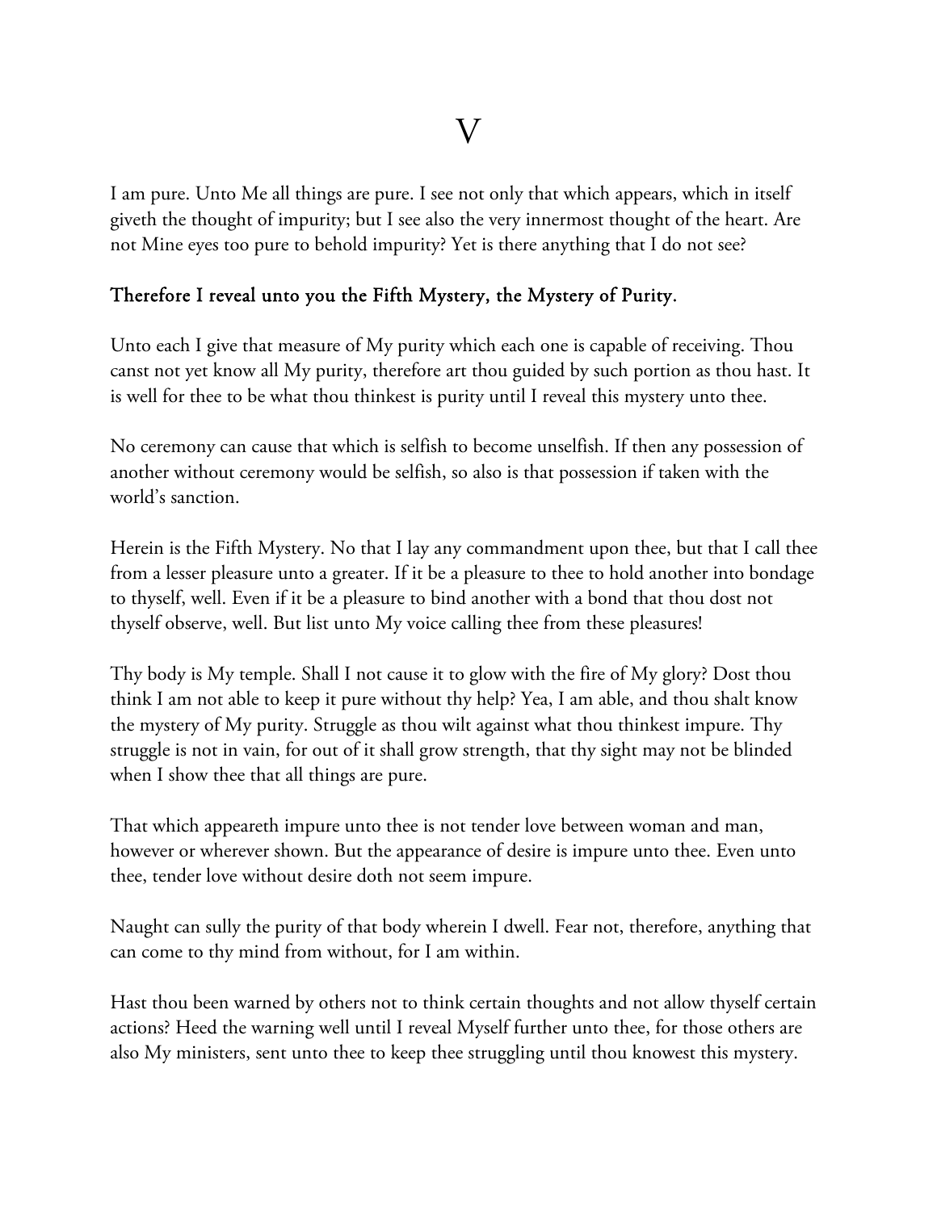# V

I am pure. Unto Me all things are pure. I see not only that which appears, which in itself giveth the thought of impurity; but I see also the very innermost thought of the heart. Are not Mine eyes too pure to behold impurity? Yet is there anything that I do not see?

Therefore I reveal unto you the Fifth Mystery, the Mystery of Purity.

Unto each I give that measure of My purity which each one is capable of receiving. Thou canst not yet know all My purity, therefore art thou guided by such portion as thou hast. It is well for thee to be what thou thinkest is purity until I reveal this mystery unto thee.

No ceremony can cause that which is selfish to become unselfish. If then any possession of another without ceremony would be selfish, so also is that possession if taken with the world's sanction.

Herein is the Fifth Mystery. No that I lay any commandment upon thee, but that I call thee from a lesser pleasure unto a greater. If it be a pleasure to thee to hold another into bondage to thyself, well. Even if it be a pleasure to bind another with a bond that thou dost not thyself observe, well. But list unto My voice calling thee from these pleasures!

Thy body is My temple. Shall I not cause it to glow with the fire of My glory? Dost thou think I am not able to keep it pure without thy help? Yea, I am able, and thou shalt know the mystery of My purity. Struggle as thou wilt against what thou thinkest impure. Thy struggle is not in vain, for out of it shall grow strength, that thy sight may not be blinded when I show thee that all things are pure.

That which appeareth impure unto thee is not tender love between woman and man, however or wherever shown. But the appearance of desire is impure unto thee. Even unto thee, tender love without desire doth not seem impure.

Naught can sully the purity of that body wherein I dwell. Fear not, therefore, anything that can come to thy mind from without, for I am within.

Hast thou been warned by others not to think certain thoughts and not allow thyself certain actions? Heed the warning well until I reveal Myself further unto thee, for those others are also My ministers, sent unto thee to keep thee struggling until thou knowest this mystery.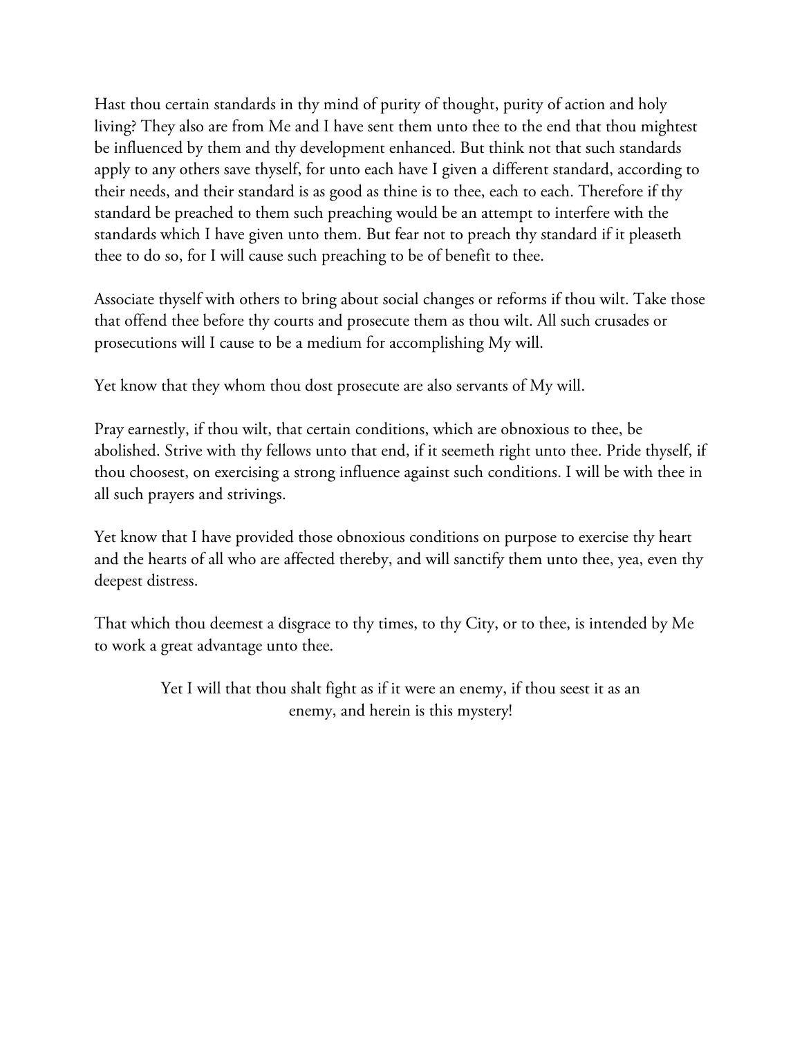Hast thou certain standards in thy mind of purity of thought, purity of action and holy living? They also are from Me and I have sent them unto thee to the end that thou mightest be influenced by them and thy development enhanced. But think not that such standards apply to any others save thyself, for unto each have I given a different standard, according to their needs, and their standard is as good as thine is to thee, each to each. Therefore if thy standard be preached to them such preaching would be an attempt to interfere with the standards which I have given unto them. But fear not to preach thy standard if it pleaseth thee to do so, for I will cause such preaching to be of benefit to thee.

Associate thyself with others to bring about social changes or reforms if thou wilt. Take those that offend thee before thy courts and prosecute them as thou wilt. All such crusades or prosecutions will I cause to be a medium for accomplishing My will.

Yet know that they whom thou dost prosecute are also servants of My will.

Pray earnestly, if thou wilt, that certain conditions, which are obnoxious to thee, be abolished. Strive with thy fellows unto that end, if it seemeth right unto thee. Pride thyself, if thou choosest, on exercising a strong influence against such conditions. I will be with thee in all such prayers and strivings.

Yet know that I have provided those obnoxious conditions on purpose to exercise thy heart and the hearts of all who are affected thereby, and will sanctify them unto thee, yea, even thy deepest distress.

That which thou deemest a disgrace to thy times, to thy City, or to thee, is intended by Me to work a great advantage unto thee.

Yet I will that thou shalt fight as if it were an enemy, if thou seest it as an enemy, and herein is this mystery!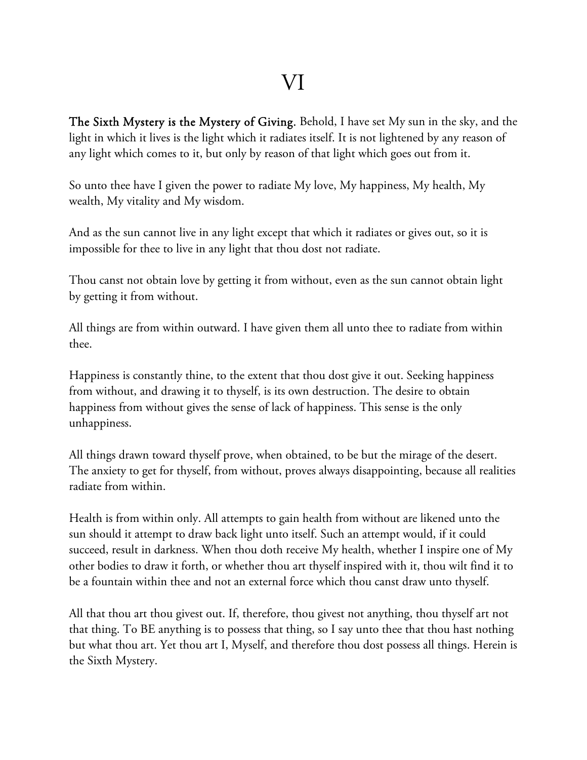# VI

**The Sixth Mystery is the Mystery of Giving.** Behold, I have set My sun in the sky, and the light in which it lives is the light which it radiates itself. It is not lightened by any reason of any light which comes to it, but only by reason of that light which goes out from it.

So unto thee have I given the power to radiate My love, My happiness, My health, My wealth, My vitality and My wisdom.

And as the sun cannot live in any light except that which it radiates or gives out, so it is impossible for thee to live in any light that thou dost not radiate.

Thou canst not obtain love by getting it from without, even as the sun cannot obtain light by getting it from without.

All things are from within outward. I have given them all unto thee to radiate from within thee.

Happiness is constantly thine, to the extent that thou dost give it out. Seeking happiness from without, and drawing it to thyself, is its own destruction. The desire to obtain happiness from without gives the sense of lack of happiness. This sense is the only unhappiness.

All things drawn toward thyself prove, when obtained, to be but the mirage of the desert. The anxiety to get for thyself, from without, proves always disappointing, because all realities radiate from within.

Health is from within only. All attempts to gain health from without are likened unto the sun should it attempt to draw back light unto itself. Such an attempt would, if it could succeed, result in darkness. When thou doth receive My health, whether I inspire one of My other bodies to draw it forth, or whether thou art thyself inspired with it, thou wilt find it to be a fountain within thee and not an external force which thou canst draw unto thyself.

All that thou art thou givest out. If, therefore, thou givest not anything, thou thyself art not that thing. To BE anything is to possess that thing, so I say unto thee that thou hast nothing but what thou art. Yet thou art I, Myself, and therefore thou dost possess all things. Herein is the Sixth Mystery.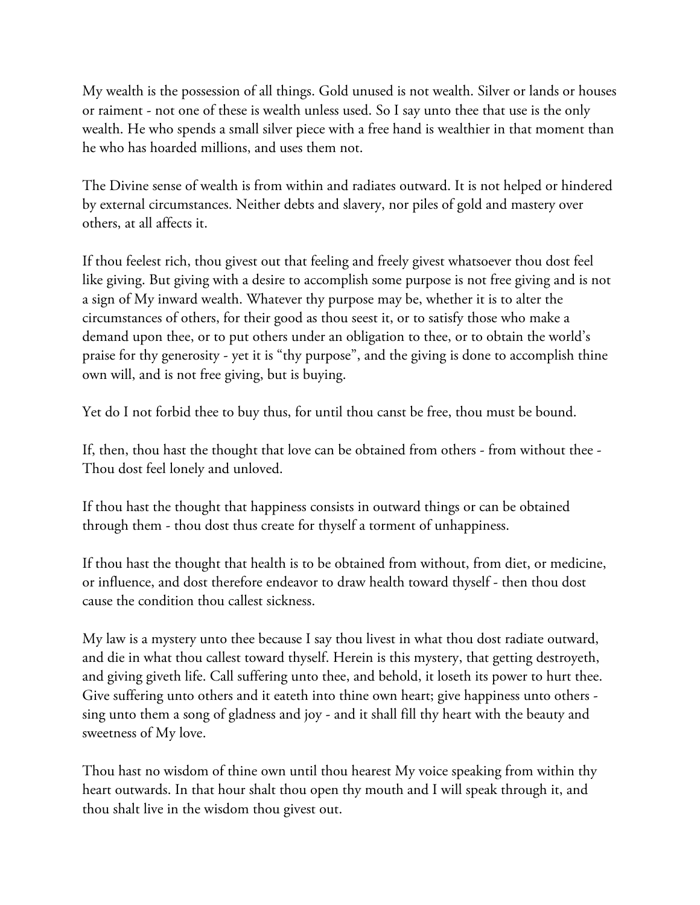My wealth is the possession of all things. Gold unused is not wealth. Silver or lands or houses or raiment - not one of these is wealth unless used. So I say unto thee that use is the only wealth. He who spends a small silver piece with a free hand is wealthier in that moment than he who has hoarded millions, and uses them not.

The Divine sense of wealth is from within and radiates outward. It is not helped or hindered by external circumstances. Neither debts and slavery, nor piles of gold and mastery over others, at all affects it.

If thou feelest rich, thou givest out that feeling and freely givest whatsoever thou dost feel like giving. But giving with a desire to accomplish some purpose is not free giving and is not a sign of My inward wealth. Whatever thy purpose may be, whether it is to alter the circumstances of others, for their good as thou seest it, or to satisfy those who make a demand upon thee, or to put others under an obligation to thee, or to obtain the world's praise for thy generosity - yet it is "thy purpose", and the giving is done to accomplish thine own will, and is not free giving, but is buying.

Yet do I not forbid thee to buy thus, for until thou canst be free, thou must be bound.

If, then, thou hast the thought that love can be obtained from others - from without thee - Thou dost feel lonely and unloved.

If thou hast the thought that happiness consists in outward things or can be obtained through them - thou dost thus create for thyself a torment of unhappiness.

If thou hast the thought that health is to be obtained from without, from diet, or medicine, or influence, and dost therefore endeavor to draw health toward thyself - then thou dost cause the condition thou callest sickness.

My law is a mystery unto thee because I say thou livest in what thou dost radiate outward, and die in what thou callest toward thyself. Herein is this mystery, that getting destroyeth, and giving giveth life. Call suffering unto thee, and behold, it loseth its power to hurt thee. Give suffering unto others and it eateth into thine own heart; give happiness unto others - sing unto them a song of gladness and joy - and it shall fill thy heart with the beauty and sweetness of My love.

Thou hast no wisdom of thine own until thou hearest My voice speaking from within thy heart outwards. In that hour shalt thou open thy mouth and I will speak through it, and thou shalt live in the wisdom thou givest out.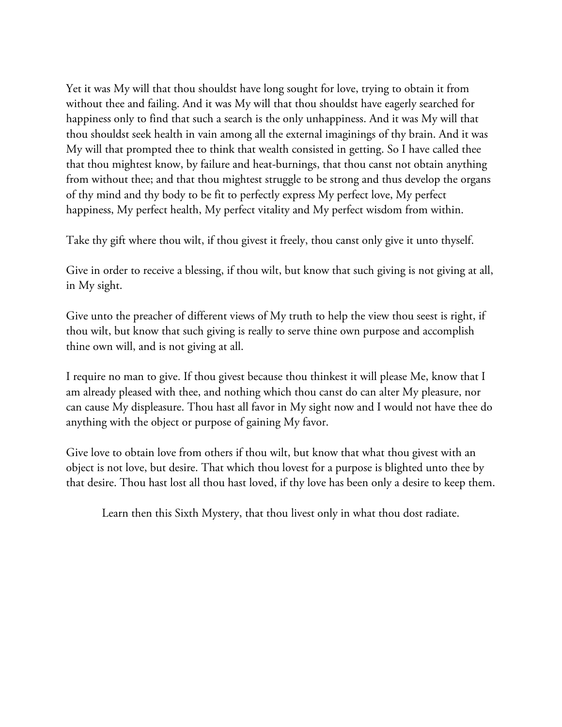Yet it was My will that thou shouldst have long sought for love, trying to obtain it from without thee and failing. And it was My will that thou shouldst have eagerly searched for happiness only to find that such a search is the only unhappiness. And it was My will that thou shouldst seek health in vain among all the external imaginings of thy brain. And it was My will that prompted thee to think that wealth consisted in getting. So I have called thee that thou mightest know, by failure and heat-burnings, that thou canst not obtain anything from without thee; and that thou mightest struggle to be strong and thus develop the organs of thy mind and thy body to be fit to perfectly express My perfect love, My perfect happiness, My perfect health, My perfect vitality and My perfect wisdom from within.

Take thy gift where thou wilt, if thou givest it freely, thou canst only give it unto thyself.

Give in order to receive a blessing, if thou wilt, but know that such giving is not giving at all, in My sight.

Give unto the preacher of different views of My truth to help the view thou seest is right, if thou wilt, but know that such giving is really to serve thine own purpose and accomplish thine own will, and is not giving at all.

I require no man to give. If thou givest because thou thinkest it will please Me, know that I am already pleased with thee, and nothing which thou canst do can alter My pleasure, nor can cause My displeasure. Thou hast all favor in My sight now and I would not have thee do anything with the object or purpose of gaining My favor.

Give love to obtain love from others if thou wilt, but know that what thou givest with an object is not love, but desire. That which thou lovest for a purpose is blighted unto thee by that desire. Thou hast lost all thou hast loved, if thy love has been only a desire to keep them.

Learn then this Sixth Mystery, that thou livest only in what thou dost radiate.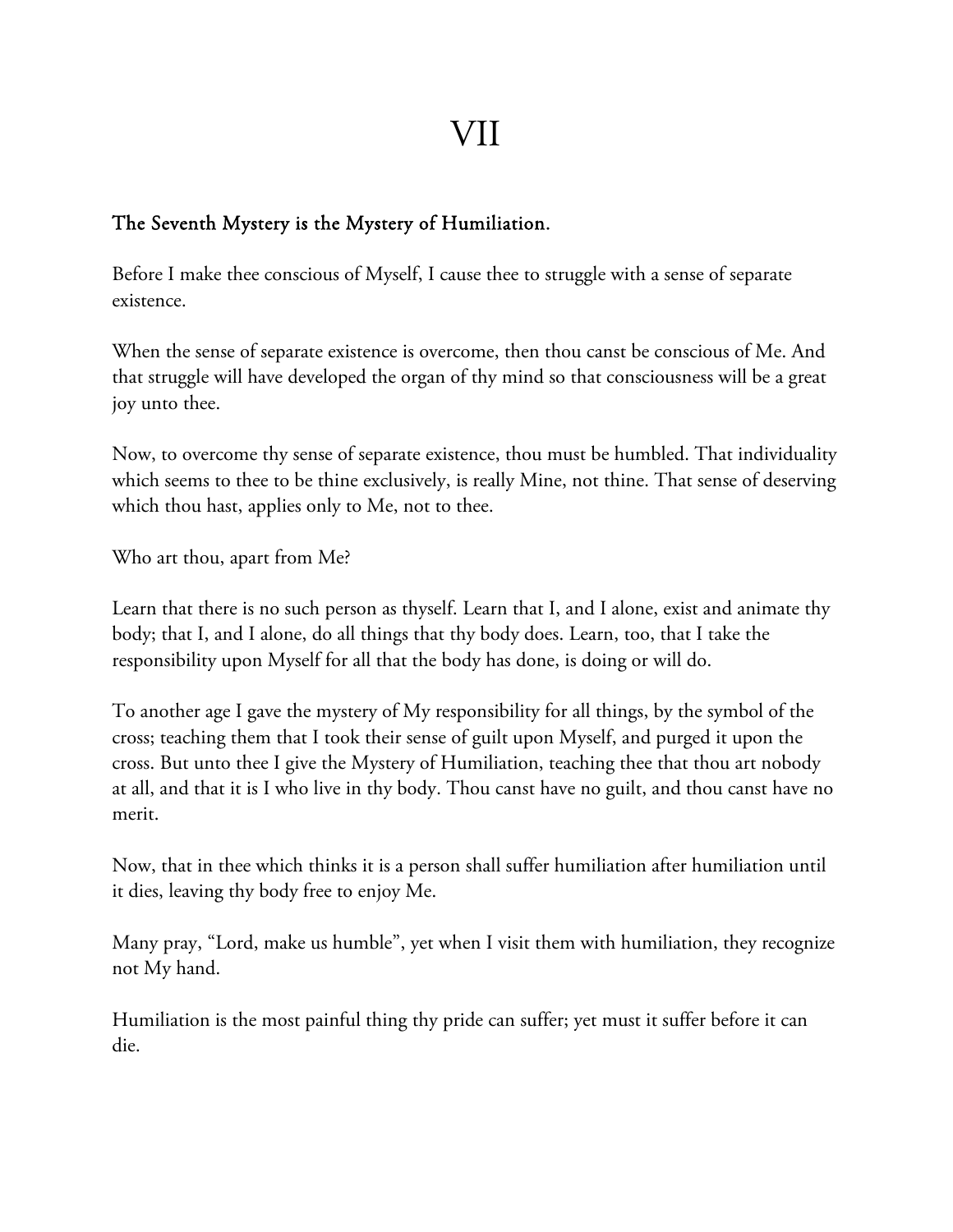# VII

**The Seventh Mystery is the Mystery of Humiliation.**

Before I make thee conscious of Myself, I cause thee to struggle with a sense of separate existence.

When the sense of separate existence is overcome, then thou canst be conscious of Me. And that struggle will have developed the organ of thy mind so that consciousness will be a great joy unto thee.

Now, to overcome thy sense of separate existence, thou must be humbled. That individuality which seems to thee to be thine exclusively, is really Mine, not thine. That sense of deserving which thou hast, applies only to Me, not to thee.

Who art thou, apart from Me?

Learn that there is no such person as thyself. Learn that I, and I alone, exist and animate thy body; that I, and I alone, do all things that thy body does. Learn, too, that I take the responsibility upon Myself for all that the body has done, is doing or will do.

To another age I gave the mystery of My responsibility for all things, by the symbol of the cross; teaching them that I took their sense of guilt upon Myself, and purged it upon the cross. But unto thee I give the Mystery of Humiliation, teaching thee that thou art nobody at all, and that it is I who live in thy body. Thou canst have no guilt, and thou canst have no merit.

Now, that in thee which thinks it is a person shall suffer humiliation after humiliation until it dies, leaving thy body free to enjoy Me.

Many pray, "Lord, make us humble", yet when I visit them with humiliation, they recognize not My hand.

Humiliation is the most painful thing thy pride can suffer; yet must it suffer before it can die.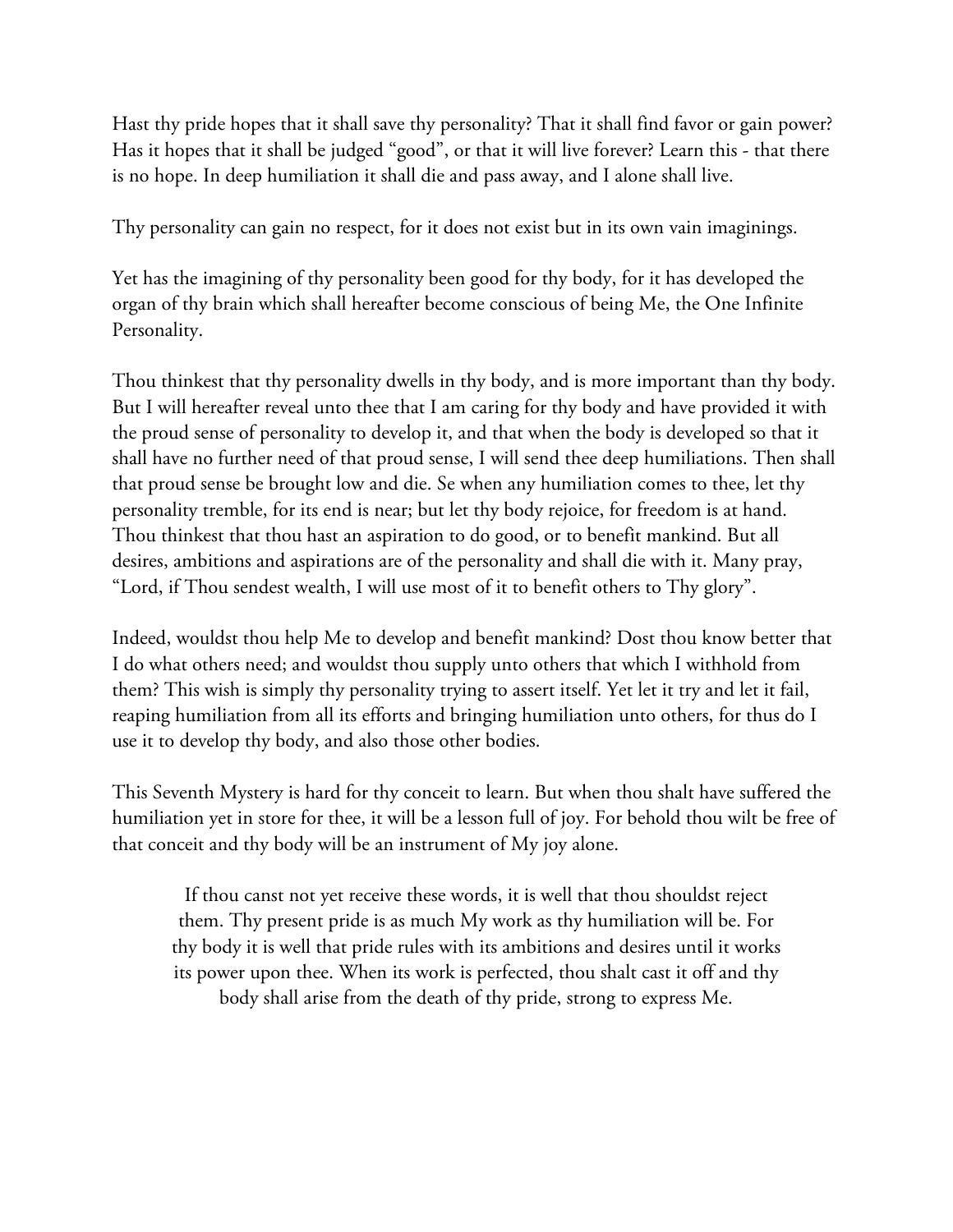Hast thy pride hopes that it shall save thy personality? That it shall find favor or gain power? Has it hopes that it shall be judged “good”, or that it will live forever? Learn this - that there is no hope. In deep humiliation it shall die and pass away, and I alone shall live.

Thy personality can gain no respect, for it does not exist but in its own vain imaginings.

Yet has the imagining of thy personality been good for thy body, for it has developed the organ of thy brain which shall hereafter become conscious of being Me, the One Infinite Personality.

Thou thinkest that thy personality dwells in thy body, and is more important than thy body. But I will hereafter reveal unto thee that I am caring for thy body and have provided it with the proud sense of personality to develop it, and that when the body is developed so that it shall have no further need of that proud sense, I will send thee deep humiliations. Then shall that proud sense be brought low and die. Se when any humiliation comes to thee, let thy personality tremble, for its end is near; but let thy body rejoice, for freedom is at hand. Thou thinkest that thou hast an aspiration to do good, or to benefit mankind. But all desires, ambitions and aspirations are of the personality and shall die with it. Many pray, “Lord, if Thou sendest wealth, I will use most of it to benefit others to Thy glory”.

Indeed, wouldst thou help Me to develop and benefit mankind? Dost thou know better that I do what others need; and wouldst thou supply unto others that which I withhold from them? This wish is simply thy personality trying to assert itself. Yet let it try and let it fail, reaping humiliation from all its efforts and bringing humiliation unto others, for thus do I use it to develop thy body, and also those other bodies.

This Seventh Mystery is hard for thy conceit to learn. But when thou shalt have suffered the humiliation yet in store for thee, it will be a lesson full of joy. For behold thou wilt be free of that conceit and thy body will be an instrument of My joy alone.

> If thou canst not yet receive these words, it is well that thou shouldst reject them. Thy present pride is as much My work as thy humiliation will be. For thy body it is well that pride rules with its ambitions and desires until it works its power upon thee. When its work is perfected, thou shalt cast it off and thy body shall arise from the death of thy pride, strong to express Me.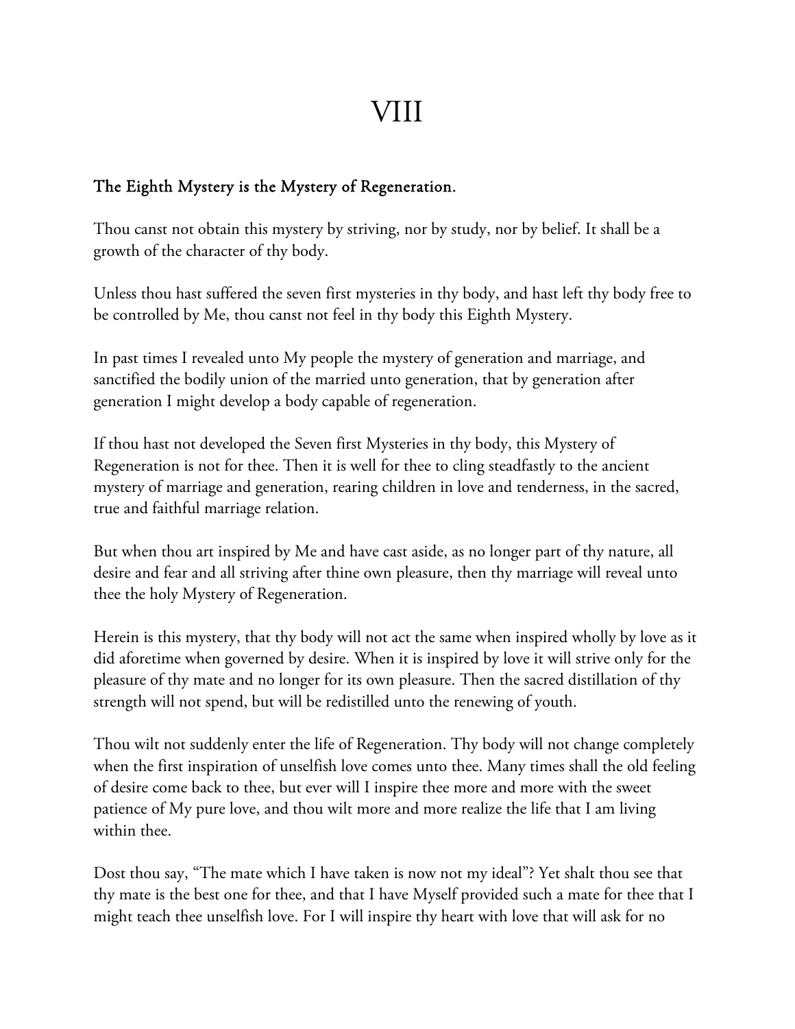# VIII

**The Eighth Mystery is the Mystery of Regeneration.**

Thou canst not obtain this mystery by striving, nor by study, nor by belief. It shall be a growth of the character of thy body.

Unless thou hast suffered the seven first mysteries in thy body, and hast left thy body free to be controlled by Me, thou canst not feel in thy body this Eighth Mystery.

In past times I revealed unto My people the mystery of generation and marriage, and sanctified the bodily union of the married unto generation, that by generation after generation I might develop a body capable of regeneration.

If thou hast not developed the Seven first Mysteries in thy body, this Mystery of Regeneration is not for thee. Then it is well for thee to cling steadfastly to the ancient mystery of marriage and generation, rearing children in love and tenderness, in the sacred, true and faithful marriage relation.

But when thou art inspired by Me and have cast aside, as no longer part of thy nature, all desire and fear and all striving after thine own pleasure, then thy marriage will reveal unto thee the holy Mystery of Regeneration.

Herein is this mystery, that thy body will not act the same when inspired wholly by love as it did aforetime when governed by desire. When it is inspired by love it will strive only for the pleasure of thy mate and no longer for its own pleasure. Then the sacred distillation of thy strength will not spend, but will be redistilled unto the renewing of youth.

Thou wilt not suddenly enter the life of Regeneration. Thy body will not change completely when the first inspiration of unselfish love comes unto thee. Many times shall the old feeling of desire come back to thee, but ever will I inspire thee more and more with the sweet patience of My pure love, and thou wilt more and more realize the life that I am living within thee.

Dost thou say, "The mate which I have taken is now not my ideal"? Yet shalt thou see that thy mate is the best one for thee, and that I have Myself provided such a mate for thee that I might teach thee unselfish love. For I will inspire thy heart with love that will ask for no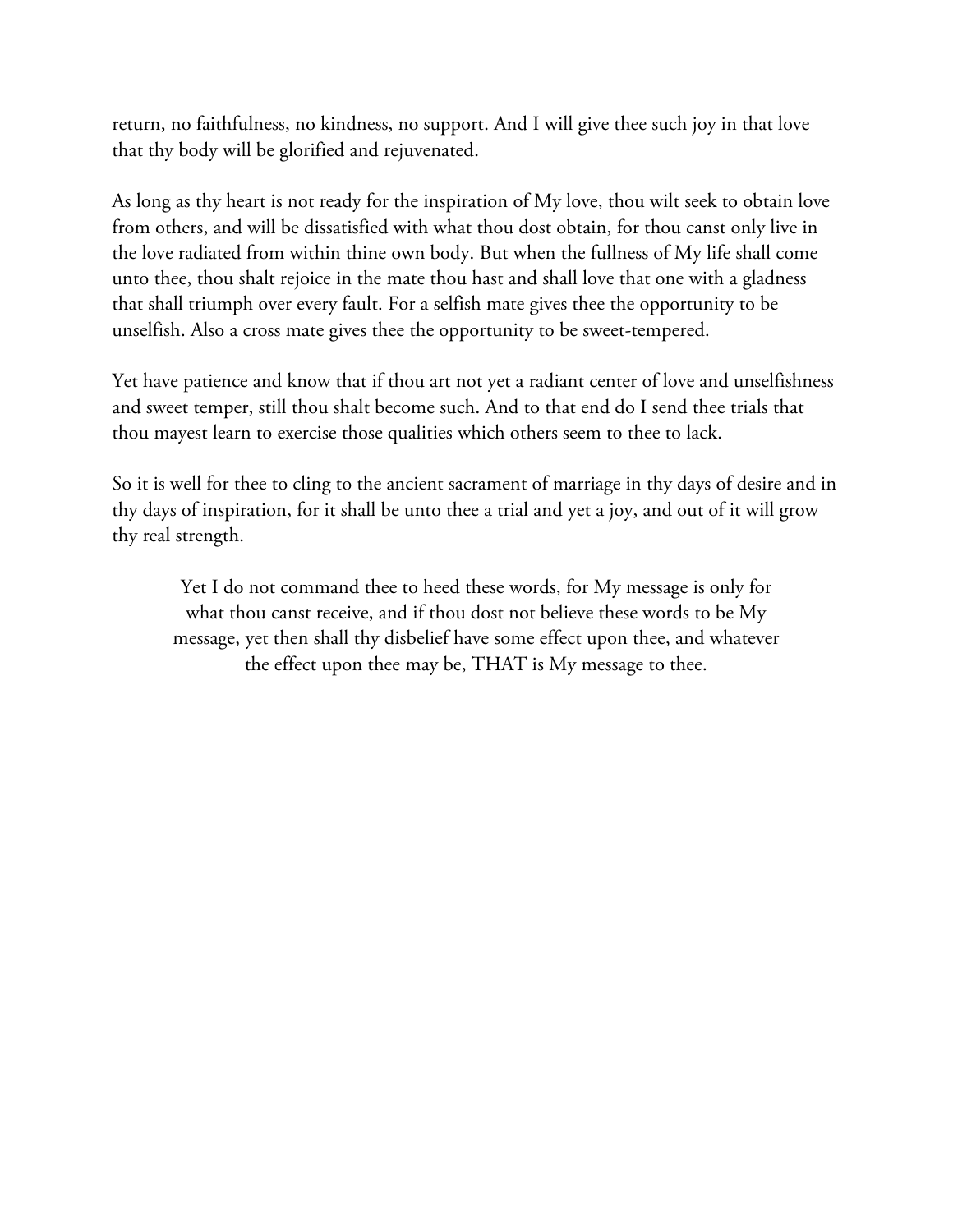return, no faithfulness, no kindness, no support. And I will give thee such joy in that love that thy body will be glorified and rejuvenated.

As long as thy heart is not ready for the inspiration of My love, thou wilt seek to obtain love from others, and will be dissatisfied with what thou dost obtain, for thou canst only live in the love radiated from within thine own body. But when the fullness of My life shall come unto thee, thou shalt rejoice in the mate thou hast and shall love that one with a gladness that shall triumph over every fault. For a selfish mate gives thee the opportunity to be unselfish. Also a cross mate gives thee the opportunity to be sweet-tempered.

Yet have patience and know that if thou art not yet a radiant center of love and unselfishness and sweet temper, still thou shalt become such. And to that end do I send thee trials that thou mayest learn to exercise those qualities which others seem to thee to lack.

So it is well for thee to cling to the ancient sacrament of marriage in thy days of desire and in thy days of inspiration, for it shall be unto thee a trial and yet a joy, and out of it will grow thy real strength.

Yet I do not command thee to heed these words, for My message is only for what thou canst receive, and if thou dost not believe these words to be My message, yet then shall thy disbelief have some effect upon thee, and whatever the effect upon thee may be, THAT is My message to thee.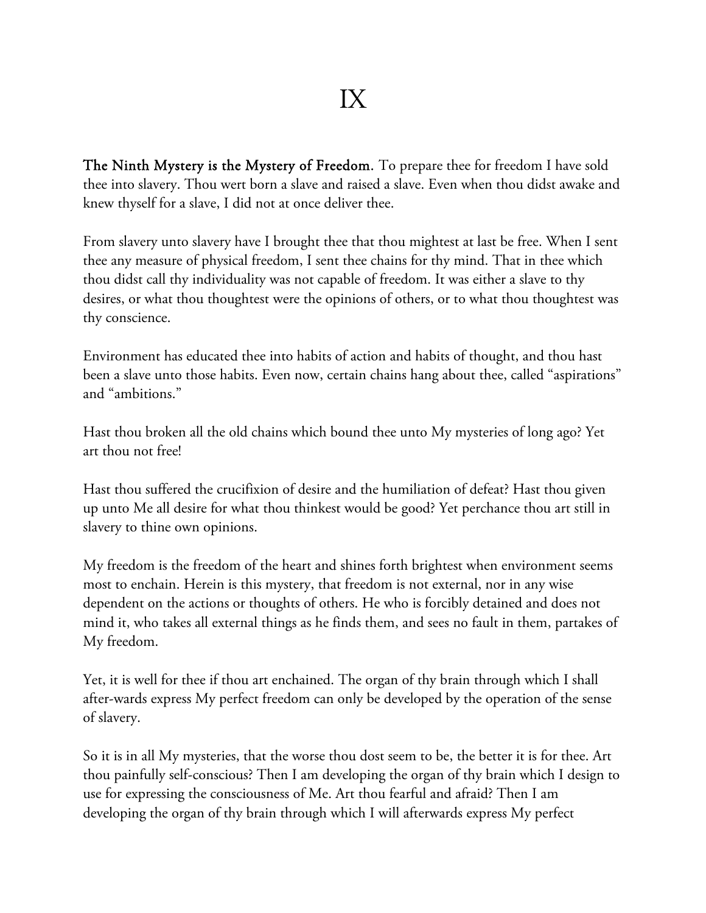# IX

**The Ninth Mystery is the Mystery of Freedom.** To prepare thee for freedom I have sold thee into slavery. Thou wert born a slave and raised a slave. Even when thou didst awake and knew thyself for a slave, I did not at once deliver thee.

From slavery unto slavery have I brought thee that thou mightest at last be free. When I sent thee any measure of physical freedom, I sent thee chains for thy mind. That in thee which thou didst call thy individuality was not capable of freedom. It was either a slave to thy desires, or what thou thoughtest were the opinions of others, or to what thou thoughtest was thy conscience.

Environment has educated thee into habits of action and habits of thought, and thou hast been a slave unto those habits. Even now, certain chains hang about thee, called "aspirations" and "ambitions."

Hast thou broken all the old chains which bound thee unto My mysteries of long ago? Yet art thou not free!

Hast thou suffered the crucifixion of desire and the humiliation of defeat? Hast thou given up unto Me all desire for what thou thinkest would be good? Yet perchance thou art still in slavery to thine own opinions.

My freedom is the freedom of the heart and shines forth brightest when environment seems most to enchain. Herein is this mystery, that freedom is not external, nor in any wise dependent on the actions or thoughts of others. He who is forcibly detained and does not mind it, who takes all external things as he finds them, and sees no fault in them, partakes of My freedom.

Yet, it is well for thee if thou art enchained. The organ of thy brain through which I shall after-wards express My perfect freedom can only be developed by the operation of the sense of slavery.

So it is in all My mysteries, that the worse thou dost seem to be, the better it is for thee. Art thou painfully self-conscious? Then I am developing the organ of thy brain which I design to use for expressing the consciousness of Me. Art thou fearful and afraid? Then I am developing the organ of thy brain through which I will afterwards express My perfect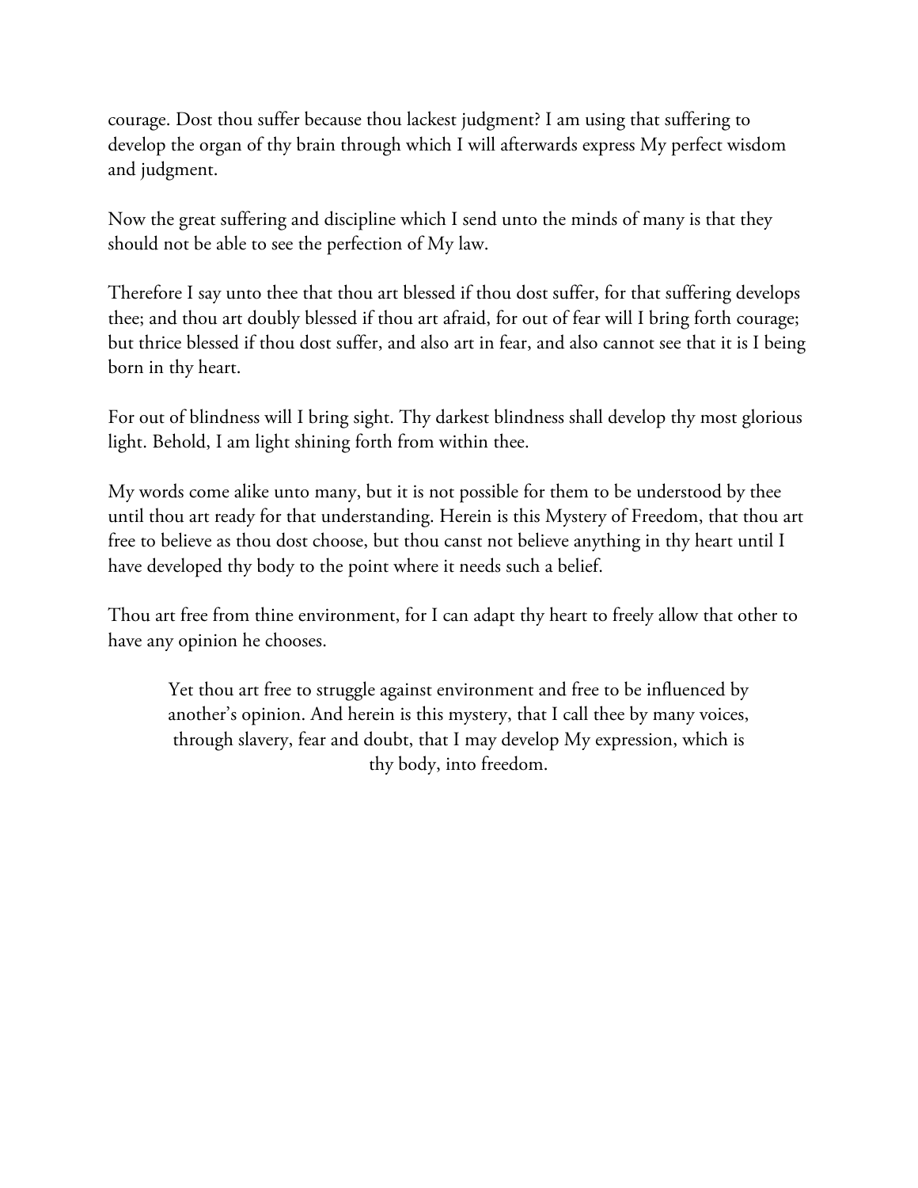courage. Dost thou suffer because thou lackest judgment? I am using that suffering to develop the organ of thy brain through which I will afterwards express My perfect wisdom and judgment.

Now the great suffering and discipline which I send unto the minds of many is that they should not be able to see the perfection of My law.

Therefore I say unto thee that thou art blessed if thou dost suffer, for that suffering develops thee; and thou art doubly blessed if thou art afraid, for out of fear will I bring forth courage; but thrice blessed if thou dost suffer, and also art in fear, and also cannot see that it is I being born in thy heart.

For out of blindness will I bring sight. Thy darkest blindness shall develop thy most glorious light. Behold, I am light shining forth from within thee.

My words come alike unto many, but it is not possible for them to be understood by thee until thou art ready for that understanding. Herein is this Mystery of Freedom, that thou art free to believe as thou dost choose, but thou canst not believe anything in thy heart until I have developed thy body to the point where it needs such a belief.

Thou art free from thine environment, for I can adapt thy heart to freely allow that other to have any opinion he chooses.

> Yet thou art free to struggle against environment and free to be influenced by another's opinion. And herein is this mystery, that I call thee by many voices, through slavery, fear and doubt, that I may develop My expression, which is thy body, into freedom.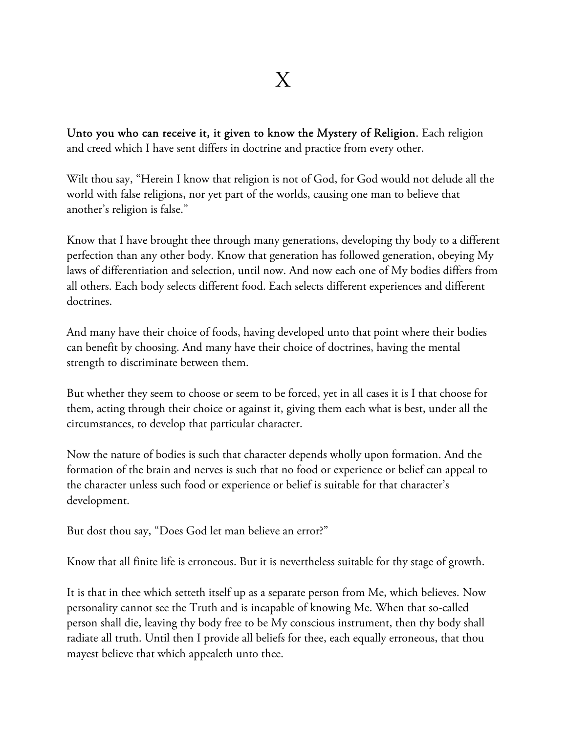# X

**Unto you who can receive it, it given to know the Mystery of Religion.** Each religion and creed which I have sent differs in doctrine and practice from every other.

Wilt thou say, "Herein I know that religion is not of God, for God would not delude all the world with false religions, nor yet part of the worlds, causing one man to believe that another's religion is false."

Know that I have brought thee through many generations, developing thy body to a different perfection than any other body. Know that generation has followed generation, obeying My laws of differentiation and selection, until now. And now each one of My bodies differs from all others. Each body selects different food. Each selects different experiences and different doctrines.

And many have their choice of foods, having developed unto that point where their bodies can benefit by choosing. And many have their choice of doctrines, having the mental strength to discriminate between them.

But whether they seem to choose or seem to be forced, yet in all cases it is I that choose for them, acting through their choice or against it, giving them each what is best, under all the circumstances, to develop that particular character.

Now the nature of bodies is such that character depends wholly upon formation. And the formation of the brain and nerves is such that no food or experience or belief can appeal to the character unless such food or experience or belief is suitable for that character's development.

But dost thou say, "Does God let man believe an error?"

Know that all finite life is erroneous. But it is nevertheless suitable for thy stage of growth.

It is that in thee which setteth itself up as a separate person from Me, which believes. Now personality cannot see the Truth and is incapable of knowing Me. When that so-called person shall die, leaving thy body free to be My conscious instrument, then thy body shall radiate all truth. Until then I provide all beliefs for thee, each equally erroneous, that thou mayest believe that which appealeth unto thee.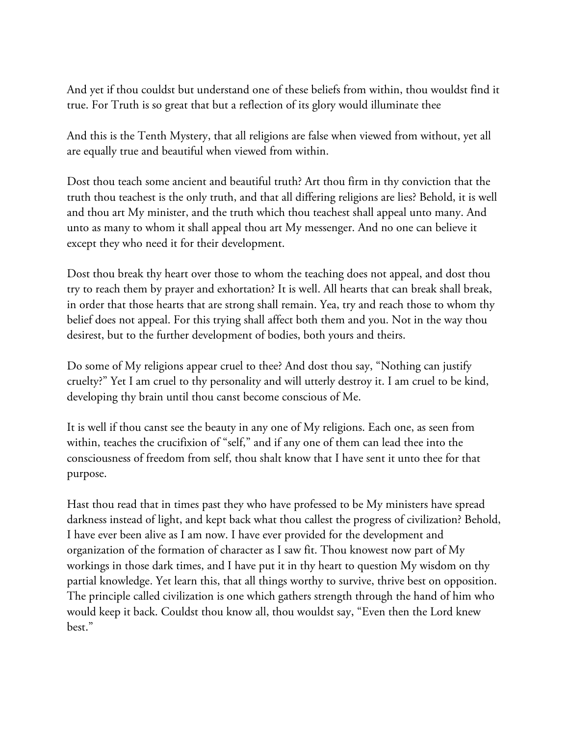And yet if thou couldst but understand one of these beliefs from within, thou wouldst find it true. For Truth is so great that but a reflection of its glory would illuminate thee

And this is the Tenth Mystery, that all religions are false when viewed from without, yet all are equally true and beautiful when viewed from within.

Dost thou teach some ancient and beautiful truth? Art thou firm in thy conviction that the truth thou teachest is the only truth, and that all differing religions are lies? Behold, it is well and thou art My minister, and the truth which thou teachest shall appeal unto many. And unto as many to whom it shall appeal thou art My messenger. And no one can believe it except they who need it for their development.

Dost thou break thy heart over those to whom the teaching does not appeal, and dost thou try to reach them by prayer and exhortation? It is well. All hearts that can break shall break, in order that those hearts that are strong shall remain. Yea, try and reach those to whom thy belief does not appeal. For this trying shall affect both them and you. Not in the way thou desirest, but to the further development of bodies, both yours and theirs.

Do some of My religions appear cruel to thee? And dost thou say, "Nothing can justify cruelty?" Yet I am cruel to thy personality and will utterly destroy it. I am cruel to be kind, developing thy brain until thou canst become conscious of Me.

It is well if thou canst see the beauty in any one of My religions. Each one, as seen from within, teaches the crucifixion of "self," and if any one of them can lead thee into the consciousness of freedom from self, thou shalt know that I have sent it unto thee for that purpose.

Hast thou read that in times past they who have professed to be My ministers have spread darkness instead of light, and kept back what thou callest the progress of civilization? Behold, I have ever been alive as I am now. I have ever provided for the development and organization of the formation of character as I saw fit. Thou knowest now part of My workings in those dark times, and I have put it in thy heart to question My wisdom on thy partial knowledge. Yet learn this, that all things worthy to survive, thrive best on opposition. The principle called civilization is one which gathers strength through the hand of him who would keep it back. Couldst thou know all, thou wouldst say, "Even then the Lord knew best."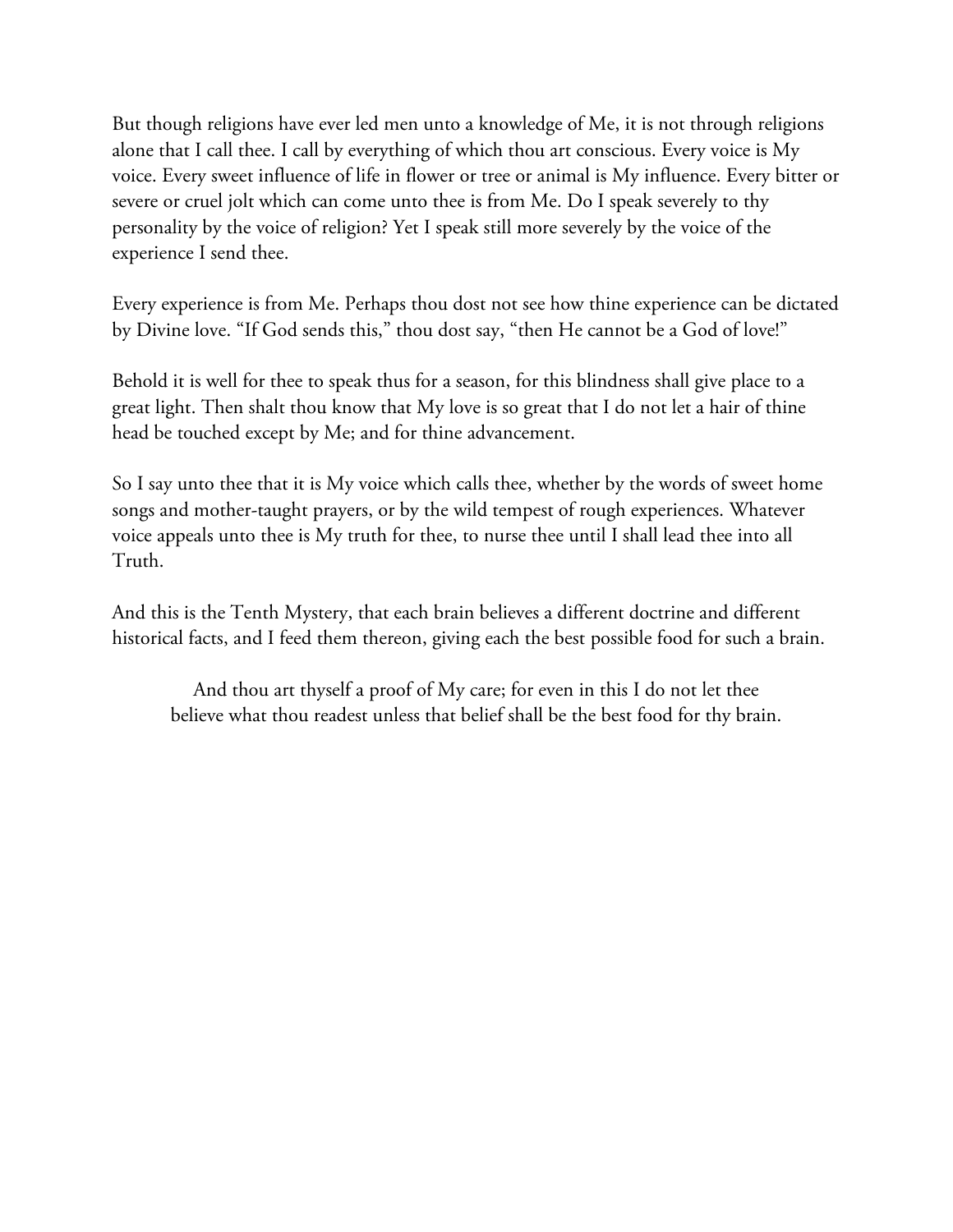But though religions have ever led men unto a knowledge of Me, it is not through religions alone that I call thee. I call by everything of which thou art conscious. Every voice is My voice. Every sweet influence of life in flower or tree or animal is My influence. Every bitter or severe or cruel jolt which can come unto thee is from Me. Do I speak severely to thy personality by the voice of religion? Yet I speak still more severely by the voice of the experience I send thee.

Every experience is from Me. Perhaps thou dost not see how thine experience can be dictated by Divine love. "If God sends this," thou dost say, "then He cannot be a God of love!"

Behold it is well for thee to speak thus for a season, for this blindness shall give place to a great light. Then shalt thou know that My love is so great that I do not let a hair of thine head be touched except by Me; and for thine advancement.

So I say unto thee that it is My voice which calls thee, whether by the words of sweet home songs and mother-taught prayers, or by the wild tempest of rough experiences. Whatever voice appeals unto thee is My truth for thee, to nurse thee until I shall lead thee into all Truth.

And this is the Tenth Mystery, that each brain believes a different doctrine and different historical facts, and I feed them thereon, giving each the best possible food for such a brain.

> And thou art thyself a proof of My care; for even in this I do not let thee believe what thou readest unless that belief shall be the best food for thy brain.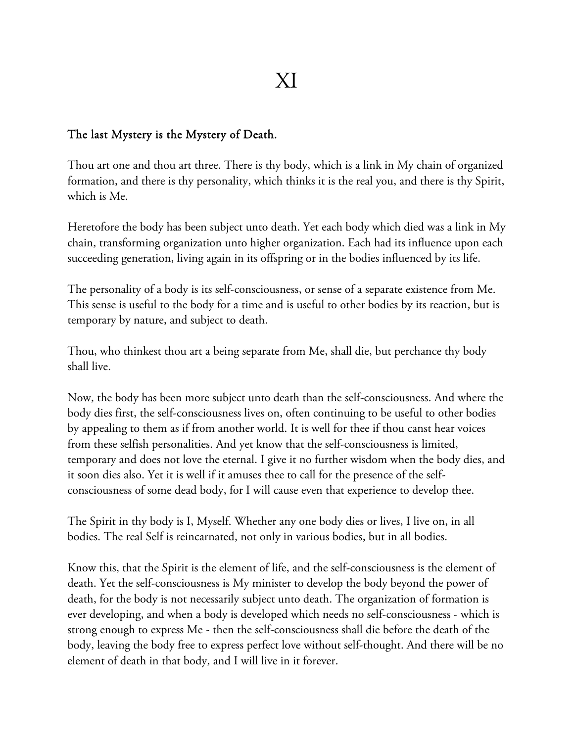# XI

**The last Mystery is the Mystery of Death.**

Thou art one and thou art three. There is thy body, which is a link in My chain of organized formation, and there is thy personality, which thinks it is the real you, and there is thy Spirit, which is Me.

Heretofore the body has been subject unto death. Yet each body which died was a link in My chain, transforming organization unto higher organization. Each had its influence upon each succeeding generation, living again in its offspring or in the bodies influenced by its life.

The personality of a body is its self-consciousness, or sense of a separate existence from Me. This sense is useful to the body for a time and is useful to other bodies by its reaction, but is temporary by nature, and subject to death.

Thou, who thinkest thou art a being separate from Me, shall die, but perchance thy body shall live.

Now, the body has been more subject unto death than the self-consciousness. And where the body dies first, the self-consciousness lives on, often continuing to be useful to other bodies by appealing to them as if from another world. It is well for thee if thou canst hear voices from these selfish personalities. And yet know that the self-consciousness is limited, temporary and does not love the eternal. I give it no further wisdom when the body dies, and it soon dies also. Yet it is well if it amuses thee to call for the presence of the self-consciousness of some dead body, for I will cause even that experience to develop thee.

The Spirit in thy body is I, Myself. Whether any one body dies or lives, I live on, in all bodies. The real Self is reincarnated, not only in various bodies, but in all bodies.

Know this, that the Spirit is the element of life, and the self-consciousness is the element of death. Yet the self-consciousness is My minister to develop the body beyond the power of death, for the body is not necessarily subject unto death. The organization of formation is ever developing, and when a body is developed which needs no self-consciousness - which is strong enough to express Me - then the self-consciousness shall die before the death of the body, leaving the body free to express perfect love without self-thought. And there will be no element of death in that body, and I will live in it forever.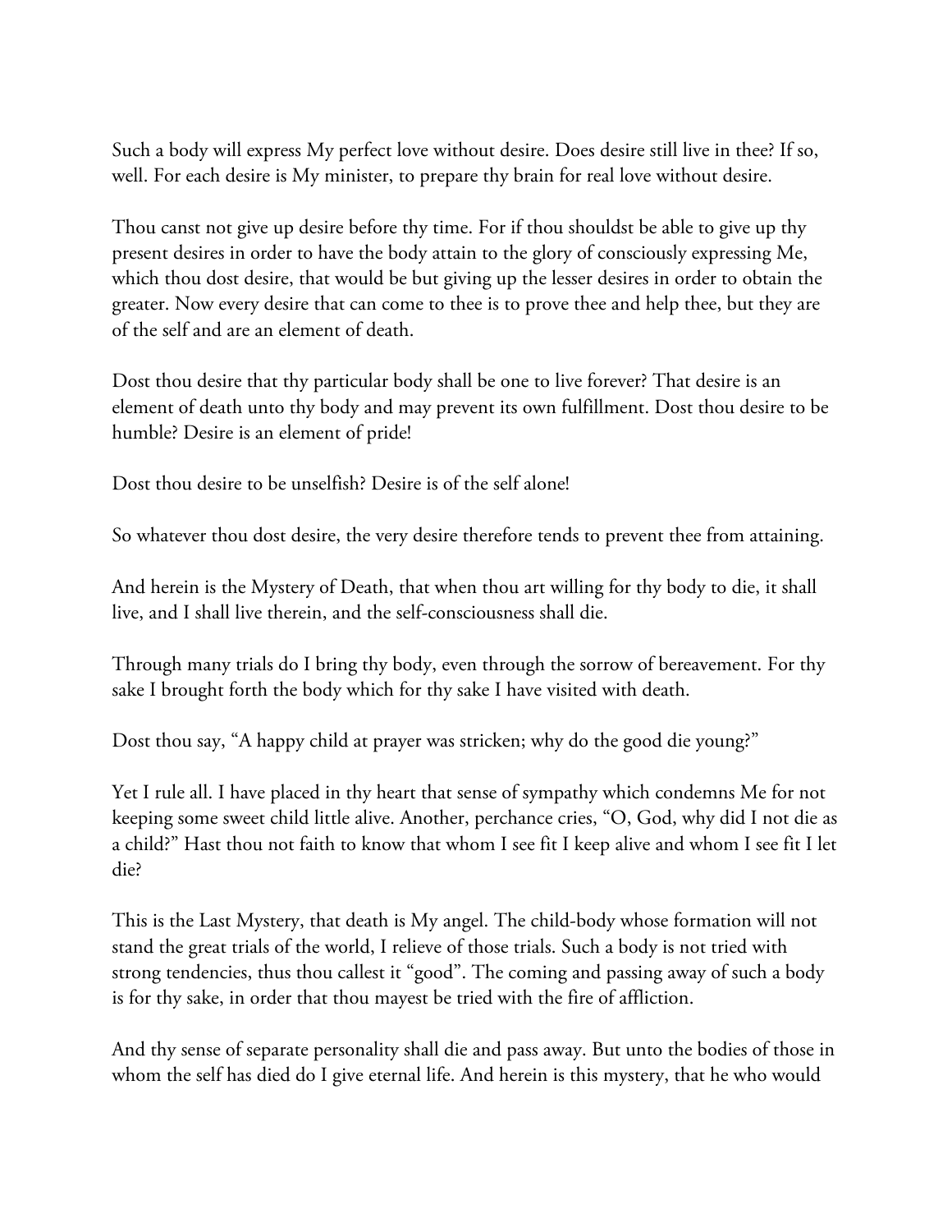Such a body will express My perfect love without desire. Does desire still live in thee? If so, well. For each desire is My minister, to prepare thy brain for real love without desire.

Thou canst not give up desire before thy time. For if thou shouldst be able to give up thy present desires in order to have the body attain to the glory of consciously expressing Me, which thou dost desire, that would be but giving up the lesser desires in order to obtain the greater. Now every desire that can come to thee is to prove thee and help thee, but they are of the self and are an element of death.

Dost thou desire that thy particular body shall be one to live forever? That desire is an element of death unto thy body and may prevent its own fulfillment. Dost thou desire to be humble? Desire is an element of pride!

Dost thou desire to be unselfish? Desire is of the self alone!

So whatever thou dost desire, the very desire therefore tends to prevent thee from attaining.

And herein is the Mystery of Death, that when thou art willing for thy body to die, it shall live, and I shall live therein, and the self-consciousness shall die.

Through many trials do I bring thy body, even through the sorrow of bereavement. For thy sake I brought forth the body which for thy sake I have visited with death.

Dost thou say, "A happy child at prayer was stricken; why do the good die young?"

Yet I rule all. I have placed in thy heart that sense of sympathy which condemns Me for not keeping some sweet child little alive. Another, perchance cries, "O, God, why did I not die as a child?" Hast thou not faith to know that whom I see fit I keep alive and whom I see fit I let die?

This is the Last Mystery, that death is My angel. The child-body whose formation will not stand the great trials of the world, I relieve of those trials. Such a body is not tried with strong tendencies, thus thou callest it "good". The coming and passing away of such a body is for thy sake, in order that thou mayest be tried with the fire of affliction.

And thy sense of separate personality shall die and pass away. But unto the bodies of those in whom the self has died do I give eternal life. And herein is this mystery, that he who would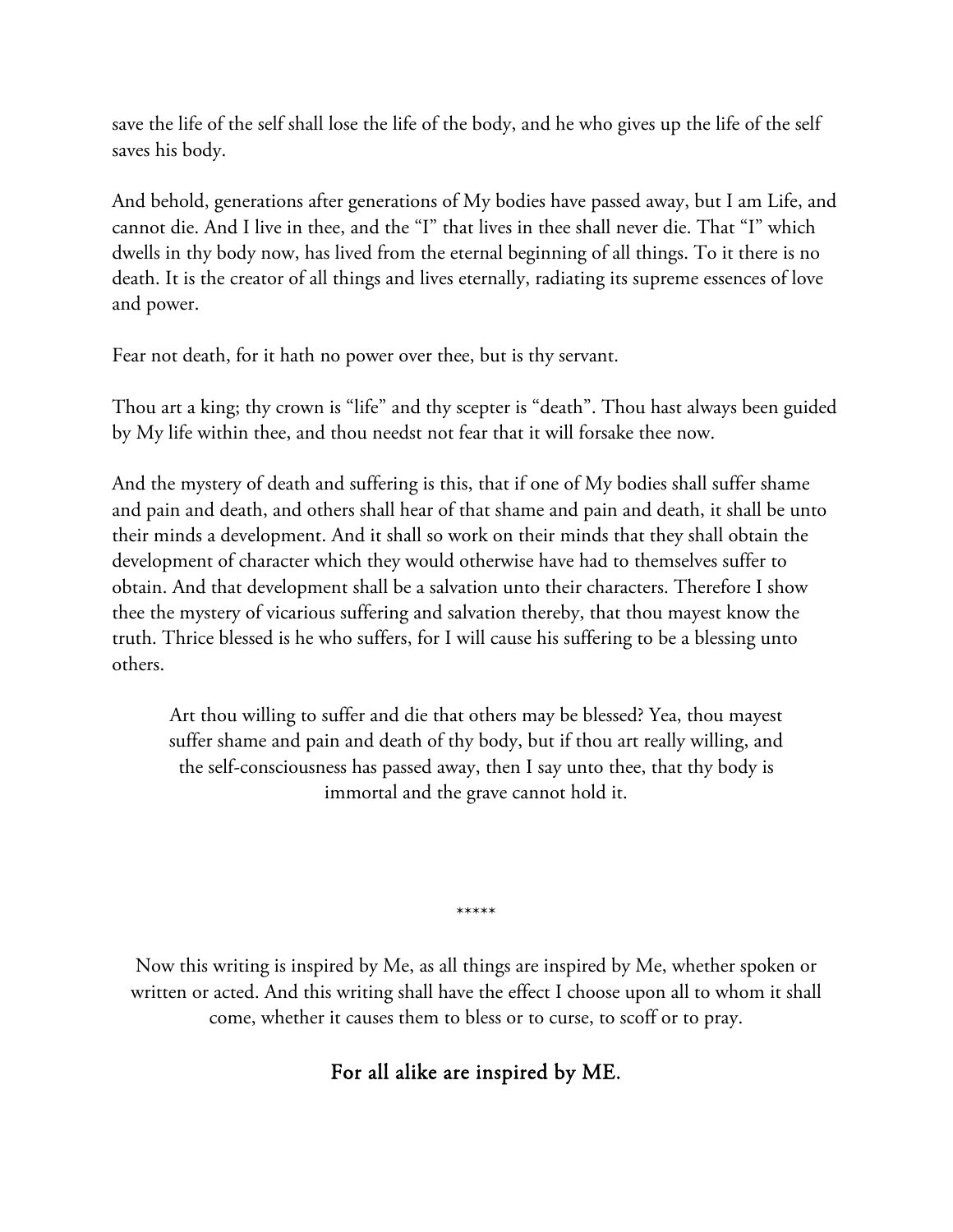save the life of the self shall lose the life of the body, and he who gives up the life of the self saves his body.

And behold, generations after generations of My bodies have passed away, but I am Life, and cannot die. And I live in thee, and the “I” that lives in thee shall never die. That “I” which dwells in thy body now, has lived from the eternal beginning of all things. To it there is no death. It is the creator of all things and lives eternally, radiating its supreme essences of love and power.

Fear not death, for it hath no power over thee, but is thy servant.

Thou art a king; thy crown is “life” and thy scepter is “death”. Thou hast always been guided by My life within thee, and thou needst not fear that it will forsake thee now.

And the mystery of death and suffering is this, that if one of My bodies shall suffer shame and pain and death, and others shall hear of that shame and pain and death, it shall be unto their minds a development. And it shall so work on their minds that they shall obtain the development of character which they would otherwise have had to themselves suffer to obtain. And that development shall be a salvation unto their characters. Therefore I show thee the mystery of vicarious suffering and salvation thereby, that thou mayest know the truth. Thrice blessed is he who suffers, for I will cause his suffering to be a blessing unto others.

> Art thou willing to suffer and die that others may be blessed? Yea, thou mayest suffer shame and pain and death of thy body, but if thou art really willing, and the self-consciousness has passed away, then I say unto thee, that thy body is immortal and the grave cannot hold it.

*****

Now this writing is inspired by Me, as all things are inspired by Me, whether spoken or written or acted. And this writing shall have the effect I choose upon all to whom it shall come, whether it causes them to bless or to curse, to scoff or to pray.

## For all alike are inspired by ME.